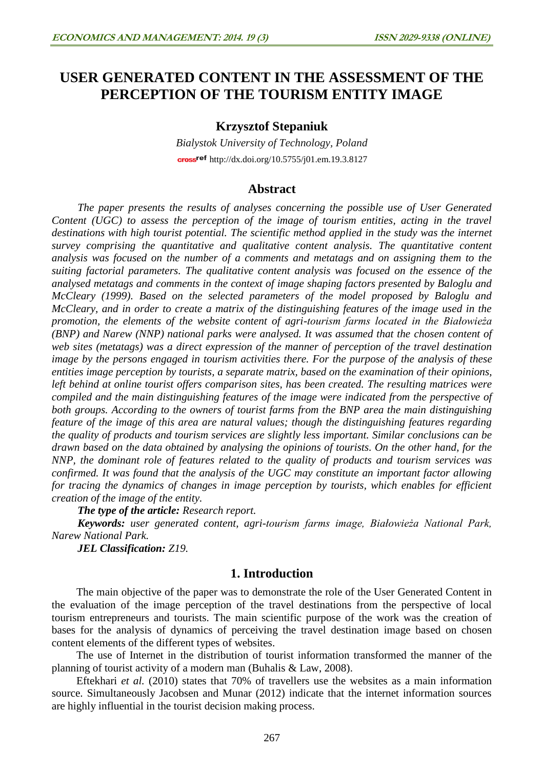# USER GENERATED CONTENT IN THE ASSESSMENT OF THE PERCEPTION OF THE TOURISM ENTITY IMAGE

**Krzysztof Stepaniuk**

*Bialystok University of Technology, Poland*

http://dx.doi.org/10.5755/j01.em.19.3.8127

## Abstract

*The paper presents the results of analyses concerning the possible use of User Generated Content (UGC) to assess the perception of the image of tourism entities, acting in the travel destinations with high tourist potential. The scientific method applied in the study was the internet survey comprising the quantitative and qualitative content analysis. The quantitative content analysis was focused on the number of a comments and metatags and on assigning them to the suiting factorial parameters. The qualitative content analysis was focused on the essence of the analysed metatags and comments in the context of image shaping factors presented by Baloglu and McCleary (1999). Based on the selected parameters of the model proposed by Baloglu and McCleary, and in order to create a matrix of the distinguishing features of the image used in the promotion, the elements of the website content of agri-tourism farms located in the Białowieża (BNP) and Narew (NNP) national parks were analysed. It was assumed that the chosen content of web sites (metatags) was a direct expression of the manner of perception of the travel destination image by the persons engaged in tourism activities there. For the purpose of the analysis of these entities image perception by tourists, a separate matrix, based on the examination of their opinions, left behind at online tourist offers comparison sites, has been created. The resulting matrices were compiled and the main distinguishing features of the image were indicated from the perspective of both groups. According to the owners of tourist farms from the BNP area the main distinguishing feature of the image of this area are natural values; though the distinguishing features regarding the quality of products and tourism services are slightly less important. Similar conclusions can be drawn based on the data obtained by analysing the opinions of tourists. On the other hand, for the NNP, the dominant role of features related to the quality of products and tourism services was confirmed. It was found that the analysis of the UGC may constitute an important factor allowing for tracing the dynamics of changes in image perception by tourists, which enables for efficient creation of the image of the entity.*

***The type of the article:*** *Research report.*

***Keywords:*** *user generated content, agri-tourism farms image, Białowieża National Park, Narew National Park.*

***JEL Classification:*** *Z19.*

## 1. Introduction

The main objective of the paper was to demonstrate the role of the User Generated Content in the evaluation of the image perception of the travel destinations from the perspective of local tourism entrepreneurs and tourists. The main scientific purpose of the work was the creation of bases for the analysis of dynamics of perceiving the travel destination image based on chosen content elements of the different types of websites.

The use of Internet in the distribution of tourist information transformed the manner of the planning of tourist activity of a modern man (Buhalis & Law, 2008).

Eftekhari *et al.* (2010) states that 70% of travellers use the websites as a main information source. Simultaneously Jacobsen and Munar (2012) indicate that the internet information sources are highly influential in the tourist decision making process.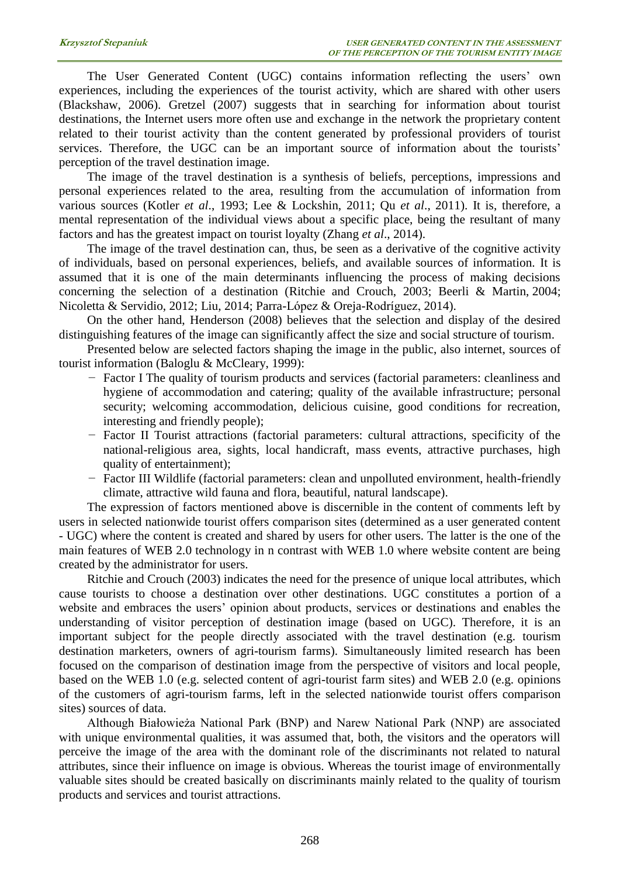The User Generated Content (UGC) contains information reflecting the users' own experiences, including the experiences of the tourist activity, which are shared with other users (Blackshaw, 2006). Gretzel (2007) suggests that in searching for information about tourist destinations, the Internet users more often use and exchange in the network the proprietary content related to their tourist activity than the content generated by professional providers of tourist services. Therefore, the UGC can be an important source of information about the tourists' perception of the travel destination image.

The image of the travel destination is a synthesis of beliefs, perceptions, impressions and personal experiences related to the area, resulting from the accumulation of information from various sources (Kotler *et al*., 1993; Lee & Lockshin, 2011; Qu *et al*., 2011). It is, therefore, a mental representation of the individual views about a specific place, being the resultant of many factors and has the greatest impact on tourist loyalty (Zhang *et al*., 2014).

The image of the travel destination can, thus, be seen as a derivative of the cognitive activity of individuals, based on personal experiences, beliefs, and available sources of information. It is assumed that it is one of the main determinants influencing the process of making decisions concerning the selection of a destination (Ritchie and Crouch, 2003; Beerli & Martin, 2004; Nicoletta & Servidio, 2012; Liu, 2014; Parra-López & Oreja-Rodríguez, 2014).

On the other hand, Henderson (2008) believes that the selection and display of the desired distinguishing features of the image can significantly affect the size and social structure of tourism.

Presented below are selected factors shaping the image in the public, also internet, sources of tourist information (Baloglu & McCleary, 1999):

- Factor I The quality of tourism products and services (factorial parameters: cleanliness and hygiene of accommodation and catering; quality of the available infrastructure; personal security; welcoming accommodation, delicious cuisine, good conditions for recreation, interesting and friendly people);
- Factor II Tourist attractions (factorial parameters: cultural attractions, specificity of the national-religious area, sights, local handicraft, mass events, attractive purchases, high quality of entertainment);
- Factor III Wildlife (factorial parameters: clean and unpolluted environment, health-friendly climate, attractive wild fauna and flora, beautiful, natural landscape).

The expression of factors mentioned above is discernible in the content of comments left by users in selected nationwide tourist offers comparison sites (determined as a user generated content - UGC) where the content is created and shared by users for other users. The latter is the one of the main features of WEB 2.0 technology in n contrast with WEB 1.0 where website content are being created by the administrator for users.

Ritchie and Crouch (2003) indicates the need for the presence of unique local attributes, which cause tourists to choose a destination over other destinations. UGC constitutes a portion of a website and embraces the users' opinion about products, services or destinations and enables the understanding of visitor perception of destination image (based on UGC). Therefore, it is an important subject for the people directly associated with the travel destination (e.g. tourism destination marketers, owners of agri-tourism farms). Simultaneously limited research has been focused on the comparison of destination image from the perspective of visitors and local people, based on the WEB 1.0 (e.g. selected content of agri-tourist farm sites) and WEB 2.0 (e.g. opinions of the customers of agri-tourism farms, left in the selected nationwide tourist offers comparison sites) sources of data.

Although Białowieża National Park (BNP) and Narew National Park (NNP) are associated with unique environmental qualities, it was assumed that, both, the visitors and the operators will perceive the image of the area with the dominant role of the discriminants not related to natural attributes, since their influence on image is obvious. Whereas the tourist image of environmentally valuable sites should be created basically on discriminants mainly related to the quality of tourism products and services and tourist attractions.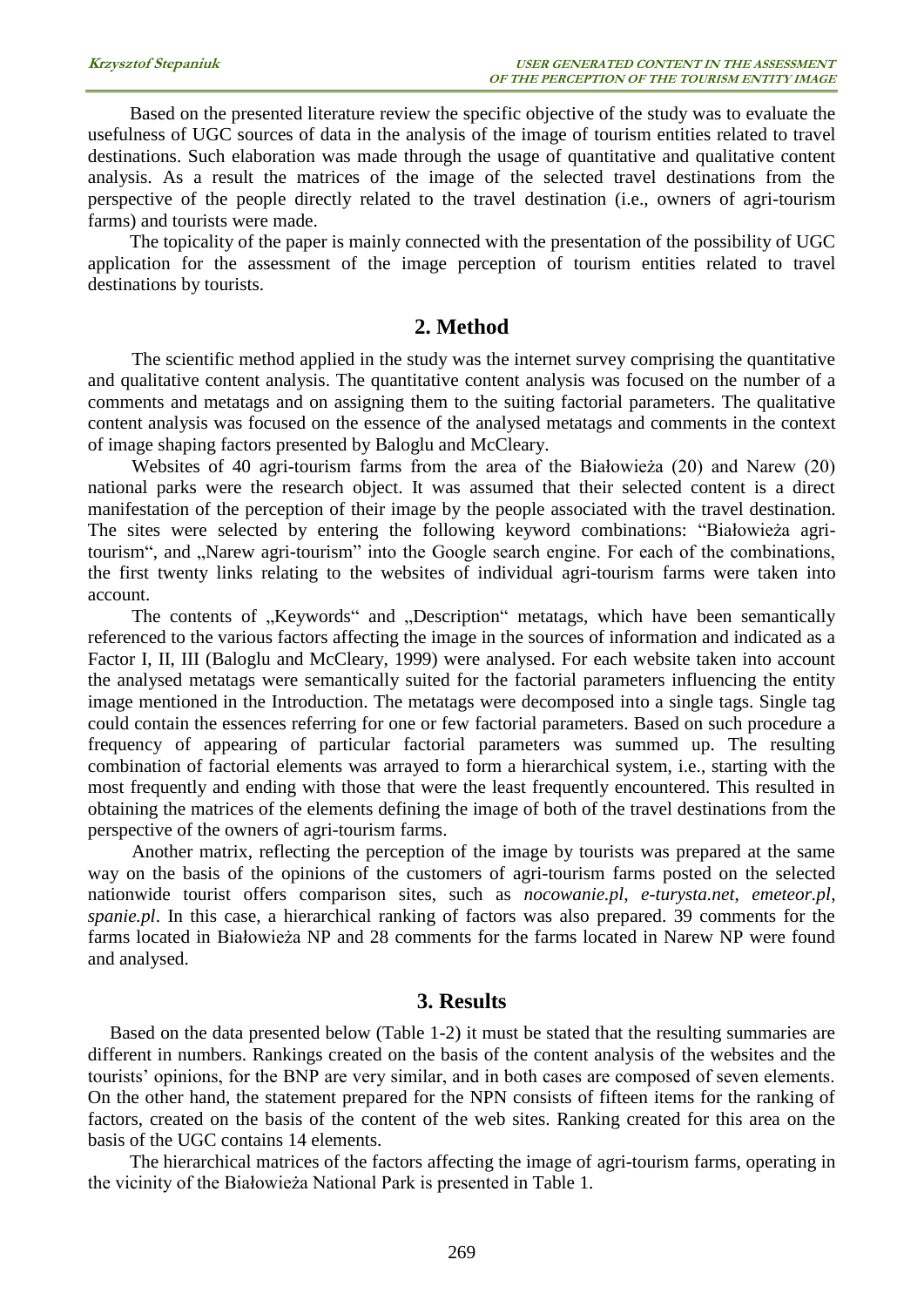Based on the presented literature review the specific objective of the study was to evaluate the usefulness of UGC sources of data in the analysis of the image of tourism entities related to travel destinations. Such elaboration was made through the usage of quantitative and qualitative content analysis. As a result the matrices of the image of the selected travel destinations from the perspective of the people directly related to the travel destination (i.e., owners of agri-tourism farms) and tourists were made.

The topicality of the paper is mainly connected with the presentation of the possibility of UGC application for the assessment of the image perception of tourism entities related to travel destinations by tourists.

## 2. Method

The scientific method applied in the study was the internet survey comprising the quantitative and qualitative content analysis. The quantitative content analysis was focused on the number of a comments and metatags and on assigning them to the suiting factorial parameters. The qualitative content analysis was focused on the essence of the analysed metatags and comments in the context of image shaping factors presented by Baloglu and McCleary.

Websites of 40 agri-tourism farms from the area of the Białowieża (20) and Narew (20) national parks were the research object. It was assumed that their selected content is a direct manifestation of the perception of their image by the people associated with the travel destination. The sites were selected by entering the following keyword combinations: "Białowieża agri-tourism", and „Narew agri-tourism" into the Google search engine. For each of the combinations, the first twenty links relating to the websites of individual agri-tourism farms were taken into account.

The contents of „Keywords" and „Description" metatags, which have been semantically referenced to the various factors affecting the image in the sources of information and indicated as a Factor I, II, III (Baloglu and McCleary, 1999) were analysed. For each website taken into account the analysed metatags were semantically suited for the factorial parameters influencing the entity image mentioned in the Introduction. The metatags were decomposed into a single tags. Single tag could contain the essences referring for one or few factorial parameters. Based on such procedure a frequency of appearing of particular factorial parameters was summed up. The resulting combination of factorial elements was arrayed to form a hierarchical system, i.e., starting with the most frequently and ending with those that were the least frequently encountered. This resulted in obtaining the matrices of the elements defining the image of both of the travel destinations from the perspective of the owners of agri-tourism farms.

Another matrix, reflecting the perception of the image by tourists was prepared at the same way on the basis of the opinions of the customers of agri-tourism farms posted on the selected nationwide tourist offers comparison sites, such as *nocowanie.pl*, *e-turysta.net*, *emeteor.pl*, *spanie.pl*. In this case, a hierarchical ranking of factors was also prepared. 39 comments for the farms located in Białowieża NP and 28 comments for the farms located in Narew NP were found and analysed.

## 3. Results

Based on the data presented below (Table 1-2) it must be stated that the resulting summaries are different in numbers. Rankings created on the basis of the content analysis of the websites and the tourists' opinions, for the BNP are very similar, and in both cases are composed of seven elements. On the other hand, the statement prepared for the NPN consists of fifteen items for the ranking of factors, created on the basis of the content of the web sites. Ranking created for this area on the basis of the UGC contains 14 elements.

The hierarchical matrices of the factors affecting the image of agri-tourism farms, operating in the vicinity of the Białowieża National Park is presented in Table 1.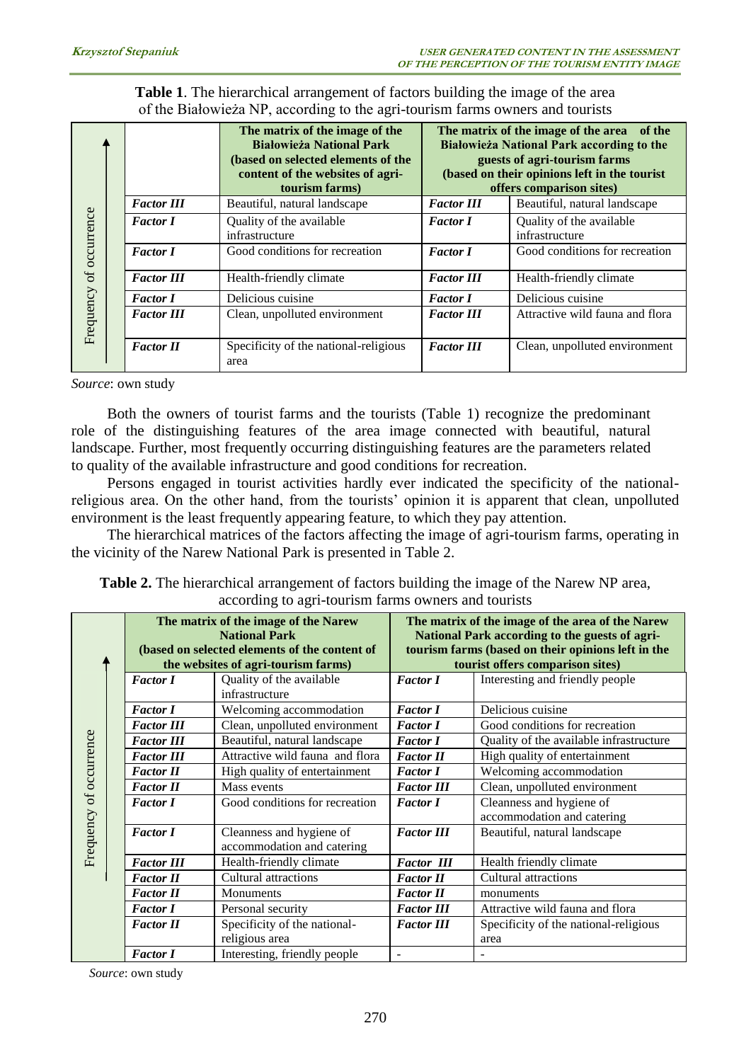**Table 1**. The hierarchical arrangement of factors building the image of the area of the Białowieża NP, according to the agri-tourism farms owners and tourists

| Frequency of occurrence | | The matrix of the image of the Białowieża National Park (based on selected elements of the content of the websites of agri-tourism farms) | The matrix of the image of the area of the Białowieża National Park according to the guests of agri-tourism farms (based on their opinions left in the tourist offers comparison sites) | |
|---|---|---|---|---|
| ↑ | *Factor III* | Beautiful, natural landscape | *Factor III* | Beautiful, natural landscape |
| | *Factor I* | Quality of the available infrastructure | *Factor I* | Quality of the available infrastructure |
| | *Factor I* | Good conditions for recreation | *Factor I* | Good conditions for recreation |
| | *Factor III* | Health-friendly climate | *Factor III* | Health-friendly climate |
| | *Factor I* | Delicious cuisine | *Factor I* | Delicious cuisine |
| | *Factor III* | Clean, unpolluted environment | *Factor III* | Attractive wild fauna and flora |
| | *Factor II* | Specificity of the national-religious area | *Factor III* | Clean, unpolluted environment |

*Source*: own study

Both the owners of tourist farms and the tourists (Table 1) recognize the predominant role of the distinguishing features of the area image connected with beautiful, natural landscape. Further, most frequently occurring distinguishing features are the parameters related to quality of the available infrastructure and good conditions for recreation.

Persons engaged in tourist activities hardly ever indicated the specificity of the national-religious area. On the other hand, from the tourists' opinion it is apparent that clean, unpolluted environment is the least frequently appearing feature, to which they pay attention.

The hierarchical matrices of the factors affecting the image of agri-tourism farms, operating in the vicinity of the Narew National Park is presented in Table 2.

**Table 2.** The hierarchical arrangement of factors building the image of the Narew NP area, according to agri-tourism farms owners and tourists

| Frequency of occurrence | The matrix of the image of the Narew National Park (based on selected elements of the content of the websites of agri-tourism farms) | | The matrix of the image of the area of the Narew National Park according to the guests of agri-tourism farms (based on their opinions left in the tourist offers comparison sites) | |
|---|---|---|---|---|
| ↑ | *Factor I* | Quality of the available infrastructure | *Factor I* | Interesting and friendly people |
| | *Factor I* | Welcoming accommodation | *Factor I* | Delicious cuisine |
| | *Factor III* | Clean, unpolluted environment | *Factor I* | Good conditions for recreation |
| | *Factor III* | Beautiful, natural landscape | *Factor I* | Quality of the available infrastructure |
| | *Factor III* | Attractive wild fauna and flora | *Factor II* | High quality of entertainment |
| | *Factor II* | High quality of entertainment | *Factor I* | Welcoming accommodation |
| | *Factor II* | Mass events | *Factor III* | Clean, unpolluted environment |
| | *Factor I* | Good conditions for recreation | *Factor I* | Cleanness and hygiene of accommodation and catering |
| | *Factor I* | Cleanness and hygiene of accommodation and catering | *Factor III* | Beautiful, natural landscape |
| | *Factor III* | Health-friendly climate | *Factor III* | Health friendly climate |
| | *Factor II* | Cultural attractions | *Factor II* | Cultural attractions |
| | *Factor II* | Monuments | *Factor II* | monuments |
| | *Factor I* | Personal security | *Factor III* | Attractive wild fauna and flora |
| | *Factor II* | Specificity of the national-religious area | *Factor III* | Specificity of the national-religious area |
| | *Factor I* | Interesting, friendly people | - | - |

*Source*: own study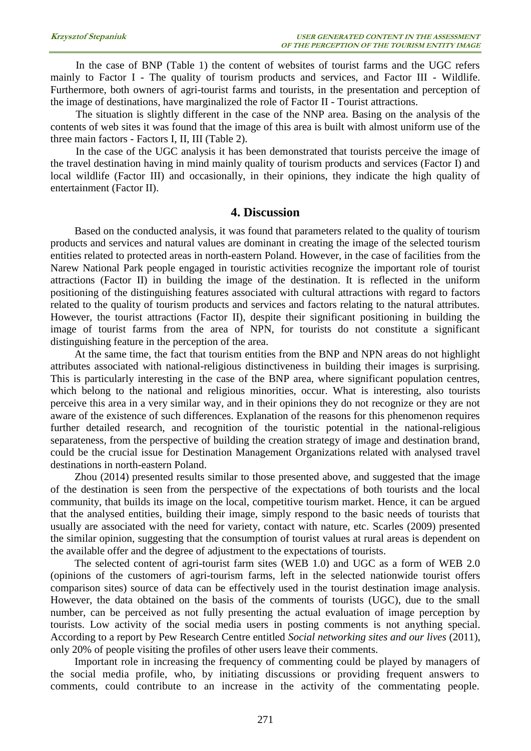In the case of BNP (Table 1) the content of websites of tourist farms and the UGC refers mainly to Factor I - The quality of tourism products and services, and Factor III - Wildlife. Furthermore, both owners of agri-tourist farms and tourists, in the presentation and perception of the image of destinations, have marginalized the role of Factor II - Tourist attractions.

The situation is slightly different in the case of the NNP area. Basing on the analysis of the contents of web sites it was found that the image of this area is built with almost uniform use of the three main factors - Factors I, II, III (Table 2).

In the case of the UGC analysis it has been demonstrated that tourists perceive the image of the travel destination having in mind mainly quality of tourism products and services (Factor I) and local wildlife (Factor III) and occasionally, in their opinions, they indicate the high quality of entertainment (Factor II).

## 4. Discussion

Based on the conducted analysis, it was found that parameters related to the quality of tourism products and services and natural values are dominant in creating the image of the selected tourism entities related to protected areas in north-eastern Poland. However, in the case of facilities from the Narew National Park people engaged in touristic activities recognize the important role of tourist attractions (Factor II) in building the image of the destination. It is reflected in the uniform positioning of the distinguishing features associated with cultural attractions with regard to factors related to the quality of tourism products and services and factors relating to the natural attributes. However, the tourist attractions (Factor II), despite their significant positioning in building the image of tourist farms from the area of NPN, for tourists do not constitute a significant distinguishing feature in the perception of the area.

At the same time, the fact that tourism entities from the BNP and NPN areas do not highlight attributes associated with national-religious distinctiveness in building their images is surprising. This is particularly interesting in the case of the BNP area, where significant population centres, which belong to the national and religious minorities, occur. What is interesting, also tourists perceive this area in a very similar way, and in their opinions they do not recognize or they are not aware of the existence of such differences. Explanation of the reasons for this phenomenon requires further detailed research, and recognition of the touristic potential in the national-religious separateness, from the perspective of building the creation strategy of image and destination brand, could be the crucial issue for Destination Management Organizations related with analysed travel destinations in north-eastern Poland.

Zhou (2014) presented results similar to those presented above, and suggested that the image of the destination is seen from the perspective of the expectations of both tourists and the local community, that builds its image on the local, competitive tourism market. Hence, it can be argued that the analysed entities, building their image, simply respond to the basic needs of tourists that usually are associated with the need for variety, contact with nature, etc. Scarles (2009) presented the similar opinion, suggesting that the consumption of tourist values at rural areas is dependent on the available offer and the degree of adjustment to the expectations of tourists.

The selected content of agri-tourist farm sites (WEB 1.0) and UGC as a form of WEB 2.0 (opinions of the customers of agri-tourism farms, left in the selected nationwide tourist offers comparison sites) source of data can be effectively used in the tourist destination image analysis. However, the data obtained on the basis of the comments of tourists (UGC), due to the small number, can be perceived as not fully presenting the actual evaluation of image perception by tourists. Low activity of the social media users in posting comments is not anything special. According to a report by Pew Research Centre entitled *Social networking sites and our lives* (2011), only 20% of people visiting the profiles of other users leave their comments.

Important role in increasing the frequency of commenting could be played by managers of the social media profile, who, by initiating discussions or providing frequent answers to comments, could contribute to an increase in the activity of the commentating people.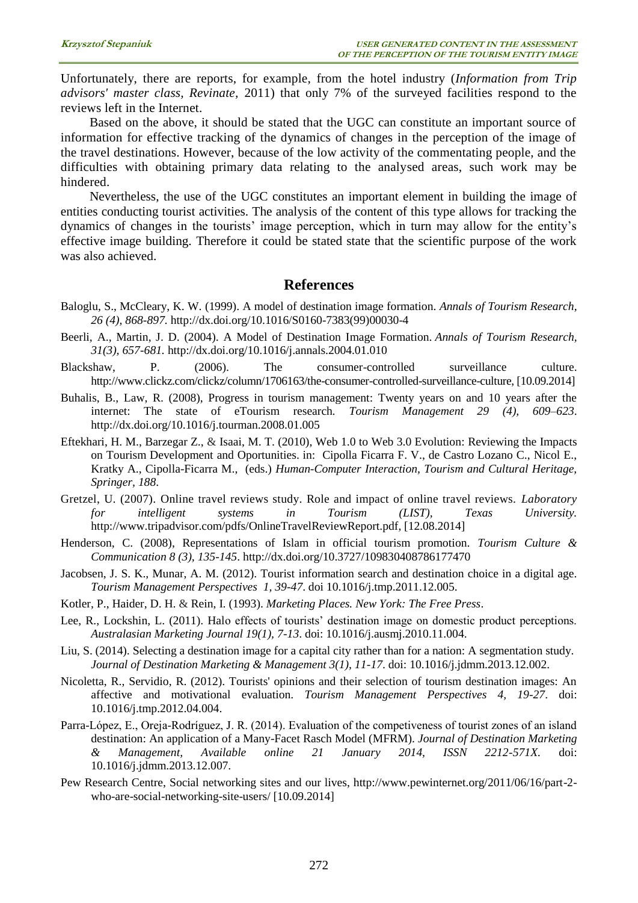Unfortunately, there are reports, for example, from the hotel industry (*Information from Trip advisors' master class, Revinate*, 2011) that only 7% of the surveyed facilities respond to the reviews left in the Internet.

Based on the above, it should be stated that the UGC can constitute an important source of information for effective tracking of the dynamics of changes in the perception of the image of the travel destinations. However, because of the low activity of the commentating people, and the difficulties with obtaining primary data relating to the analysed areas, such work may be hindered.

Nevertheless, the use of the UGC constitutes an important element in building the image of entities conducting tourist activities. The analysis of the content of this type allows for tracking the dynamics of changes in the tourists' image perception, which in turn may allow for the entity's effective image building. Therefore it could be stated state that the scientific purpose of the work was also achieved.

## References

Baloglu, S., McCleary, K. W. (1999). A model of destination image formation. *Annals of Tourism Research, 26 (4), 868-897.* http://dx.doi.org/10.1016/S0160-7383(99)00030-4

Beerli, A., Martin, J. D. (2004). A Model of Destination Image Formation. *Annals of Tourism Research, 31(3), 657-681.* http://dx.doi.org/10.1016/j.annals.2004.01.010

Blackshaw, P. (2006). The consumer-controlled surveillance culture. http://www.clickz.com/clickz/column/1706163/the-consumer-controlled-surveillance-culture, [10.09.2014]

Buhalis, B., Law, R. (2008), Progress in tourism management: Twenty years on and 10 years after the internet: The state of eTourism research. *Tourism Management 29 (4), 609–623*. http://dx.doi.org/10.1016/j.tourman.2008.01.005

Eftekhari, H. M., Barzegar Z., & Isaai, M. T. (2010), Web 1.0 to Web 3.0 Evolution: Reviewing the Impacts on Tourism Development and Oportunities. in: Cipolla Ficarra F. V., de Castro Lozano C., Nicol E., Kratky A., Cipolla-Ficarra M., (eds.) *Human-Computer Interaction, Tourism and Cultural Heritage, Springer, 188*.

Gretzel, U. (2007). Online travel reviews study. Role and impact of online travel reviews. *Laboratory for intelligent systems in Tourism (LIST), Texas University.* http://www.tripadvisor.com/pdfs/OnlineTravelReviewReport.pdf, [12.08.2014]

Henderson, C. (2008), Representations of Islam in official tourism promotion. *Tourism Culture & Communication 8 (3), 135-145*. http://dx.doi.org/10.3727/109830408786177470

Jacobsen, J. S. K., Munar, A. M. (2012). Tourist information search and destination choice in a digital age. *Tourism Management Perspectives 1, 39-47*. doi 10.1016/j.tmp.2011.12.005.

Kotler, P., Haider, D. H. & Rein, I. (1993). *Marketing Places. New York: The Free Press*.

Lee, R., Lockshin, L. (2011). Halo effects of tourists' destination image on domestic product perceptions. *Australasian Marketing Journal 19(1), 7-13*. doi: 10.1016/j.ausmj.2010.11.004.

Liu, S. (2014). Selecting a destination image for a capital city rather than for a nation: A segmentation study. *Journal of Destination Marketing & Management 3(1), 11-17*. doi: 10.1016/j.jdmm.2013.12.002.

Nicoletta, R., Servidio, R. (2012). Tourists' opinions and their selection of tourism destination images: An affective and motivational evaluation. *Tourism Management Perspectives 4, 19-27*. doi: 10.1016/j.tmp.2012.04.004.

Parra-López, E., Oreja-Rodríguez, J. R. (2014). Evaluation of the competiveness of tourist zones of an island destination: An application of a Many-Facet Rasch Model (MFRM). *Journal of Destination Marketing & Management, Available online 21 January 2014, ISSN 2212-571X*. doi: 10.1016/j.jdmm.2013.12.007.

Pew Research Centre, Social networking sites and our lives, http://www.pewinternet.org/2011/06/16/part-2-who-are-social-networking-site-users/ [10.09.2014]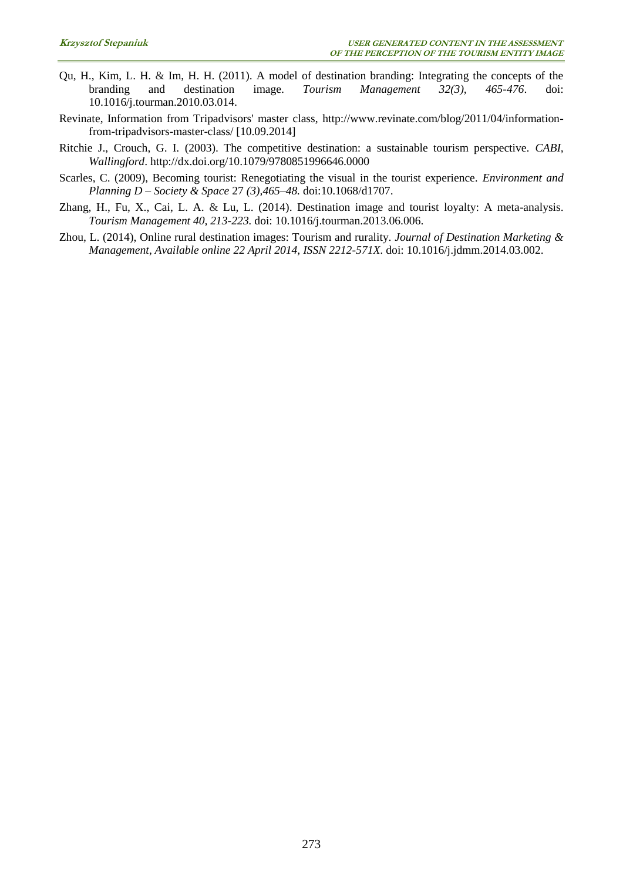Qu, H., Kim, L. H. & Im, H. H. (2011). A model of destination branding: Integrating the concepts of the branding and destination image. *Tourism Management 32(3), 465-476*. doi: 10.1016/j.tourman.2010.03.014.

Revinate, Information from Tripadvisors' master class, http://www.revinate.com/blog/2011/04/information-from-tripadvisors-master-class/ [10.09.2014]

Ritchie J., Crouch, G. I. (2003). The competitive destination: a sustainable tourism perspective. *CABI, Wallingford*. http://dx.doi.org/10.1079/9780851996646.0000

Scarles, C. (2009), Becoming tourist: Renegotiating the visual in the tourist experience. *Environment and Planning D – Society & Space* 27 *(3),465–48.* doi:10.1068/d1707.

Zhang, H., Fu, X., Cai, L. A. & Lu, L. (2014). Destination image and tourist loyalty: A meta-analysis. *Tourism Management 40, 213-223.* doi: 10.1016/j.tourman.2013.06.006.

Zhou, L. (2014), Online rural destination images: Tourism and rurality. *Journal of Destination Marketing & Management, Available online 22 April 2014, ISSN 2212-571X*. doi: 10.1016/j.jdmm.2014.03.002.